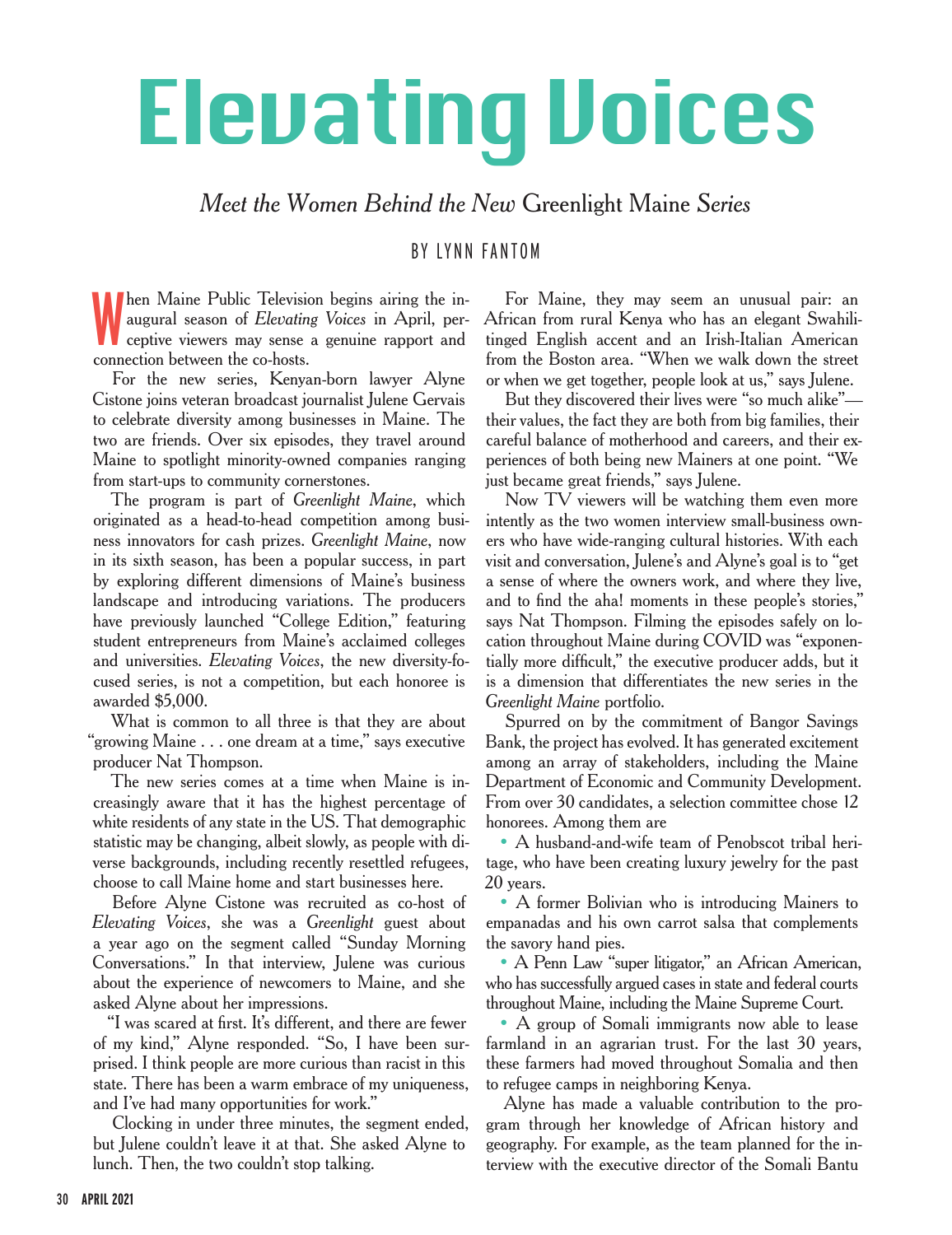# Elevating Voices

## *Meet the Women Behind the New* Greenlight Maine *Series*

BY LYNN FANTOM

When Maine Public Television begins airing the inaugural season of *Elevating Voices* in April, perceptive viewers may sense a genuine rapport and connection between the co-hosts.

For the new series, Kenyan-born lawyer Alyne Cistone joins veteran broadcast journalist Julene Gervais to celebrate diversity among businesses in Maine. The two are friends. Over six episodes, they travel around Maine to spotlight minority-owned companies ranging from start-ups to community cornerstones.

The program is part of *Greenlight Maine*, which originated as a head-to-head competition among business innovators for cash prizes. *Greenlight Maine*, now in its sixth season, has been a popular success, in part by exploring different dimensions of Maine's business landscape and introducing variations. The producers have previously launched "College Edition," featuring student entrepreneurs from Maine's acclaimed colleges and universities. *Elevating Voices*, the new diversity-focused series, is not a competition, but each honoree is awarded $5,000.

What is common to all three is that they are about "growing Maine . . . one dream at a time," says executive producer Nat Thompson.

The new series comes at a time when Maine is increasingly aware that it has the highest percentage of white residents of any state in the US. That demographic statistic may be changing, albeit slowly, as people with diverse backgrounds, including recently resettled refugees, choose to call Maine home and start businesses here.

Before Alyne Cistone was recruited as co-host of *Elevating Voices*, she was a *Greenlight* guest about a year ago on the segment called "Sunday Morning Conversations." In that interview, Julene was curious about the experience of newcomers to Maine, and she asked Alyne about her impressions.

"I was scared at first. It's different, and there are fewer of my kind," Alyne responded. "So, I have been surprised. I think people are more curious than racist in this state. There has been a warm embrace of my uniqueness, and I've had many opportunities for work."

Clocking in under three minutes, the segment ended, but Julene couldn't leave it at that. She asked Alyne to lunch. Then, the two couldn't stop talking.

For Maine, they may seem an unusual pair: an African from rural Kenya who has an elegant Swahili-tinged English accent and an Irish-Italian American from the Boston area. "When we walk down the street or when we get together, people look at us," says Julene.

But they discovered their lives were "so much alike"—their values, the fact they are both from big families, their careful balance of motherhood and careers, and their experiences of both being new Mainers at one point. "We just became great friends," says Julene.

Now TV viewers will be watching them even more intently as the two women interview small-business owners who have wide-ranging cultural histories. With each visit and conversation, Julene's and Alyne's goal is to "get a sense of where the owners work, and where they live, and to find the aha! moments in these people's stories," says Nat Thompson. Filming the episodes safely on location throughout Maine during COVID was "exponentially more difficult," the executive producer adds, but it is a dimension that differentiates the new series in the *Greenlight Maine* portfolio.

Spurred on by the commitment of Bangor Savings Bank, the project has evolved. It has generated excitement among an array of stakeholders, including the Maine Department of Economic and Community Development. From over 30 candidates, a selection committee chose 12 honorees. Among them are

- A husband-and-wife team of Penobscot tribal heritage, who have been creating luxury jewelry for the past 20 years.
- A former Bolivian who is introducing Mainers to empanadas and his own carrot salsa that complements the savory hand pies.
- A Penn Law "super litigator," an African American, who has successfully argued cases in state and federal courts throughout Maine, including the Maine Supreme Court.
- A group of Somali immigrants now able to lease farmland in an agrarian trust. For the last 30 years, these farmers had moved throughout Somalia and then to refugee camps in neighboring Kenya.

Alyne has made a valuable contribution to the program through her knowledge of African history and geography. For example, as the team planned for the interview with the executive director of the Somali Bantu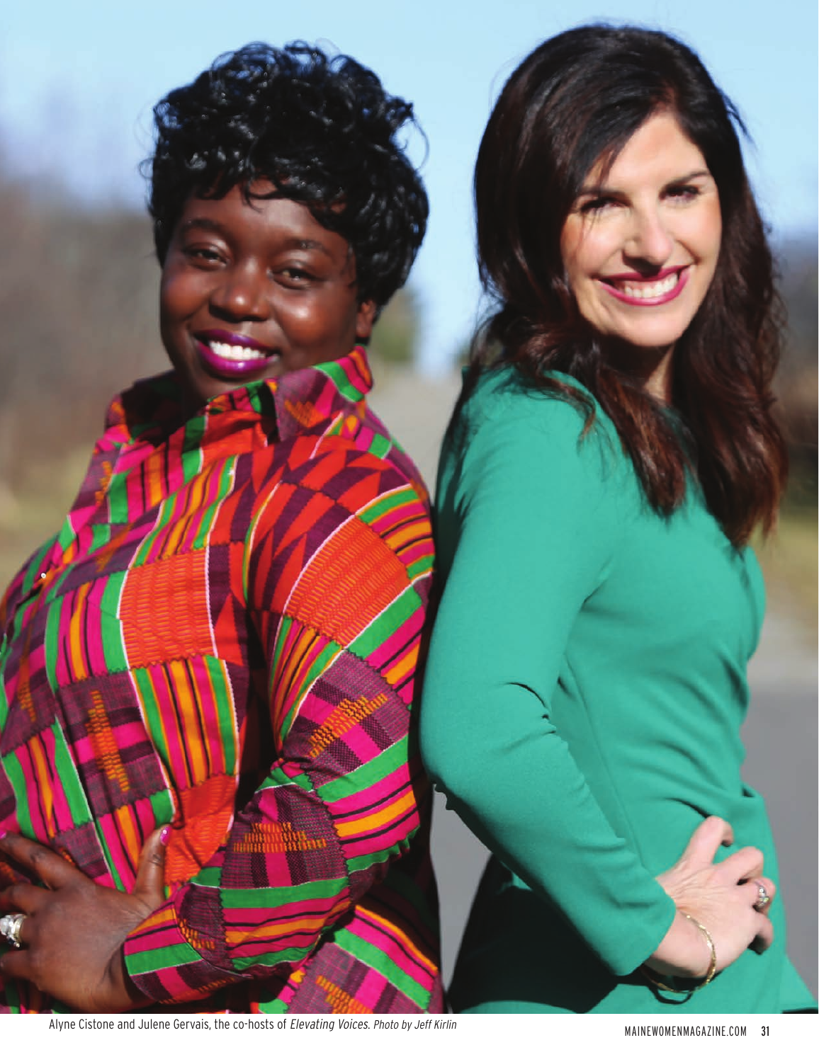Alyne Cistone and Julene Gervais, the co-hosts of *Elevating Voices.* *Photo by Jeff Kirlin*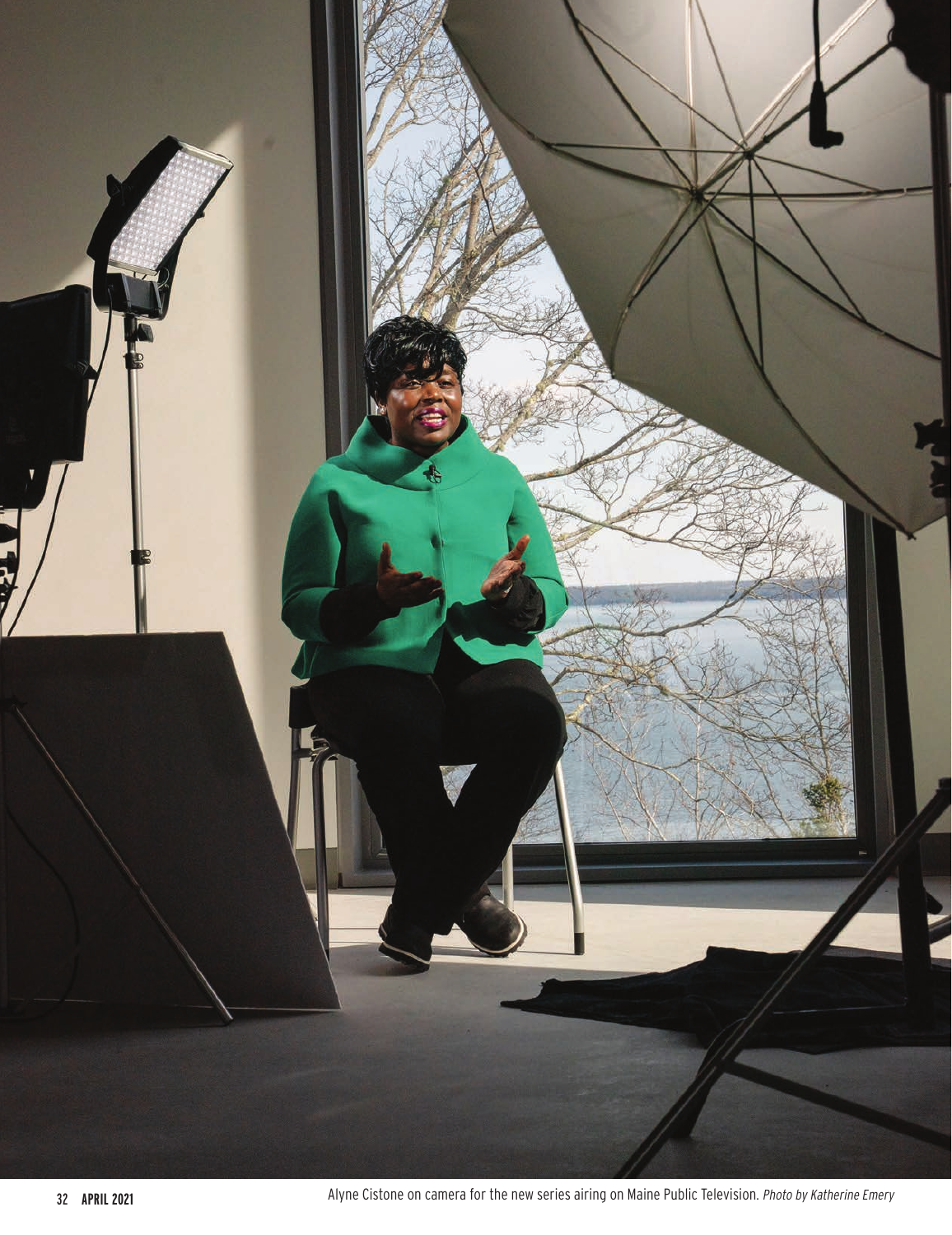Alyne Cistone on camera for the new series airing on Maine Public Television. *Photo by Katherine Emery*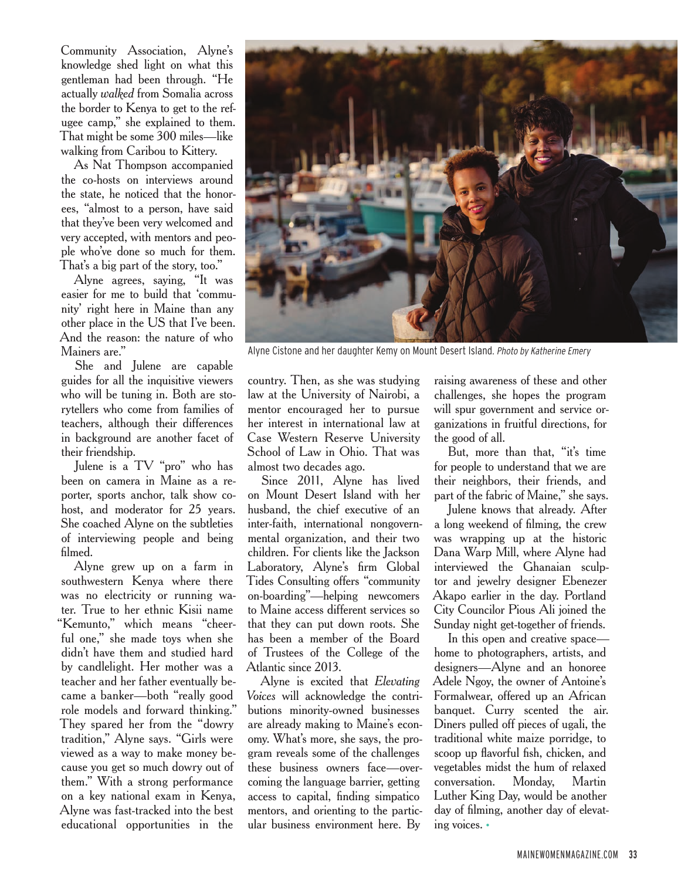Community Association, Alyne's knowledge shed light on what this gentleman had been through. "He actually *walked* from Somalia across the border to Kenya to get to the refugee camp," she explained to them. That might be some 300 miles—like walking from Caribou to Kittery.

As Nat Thompson accompanied the co-hosts on interviews around the state, he noticed that the honorees, "almost to a person, have said that they've been very welcomed and very accepted, with mentors and people who've done so much for them. That's a big part of the story, too."

Alyne agrees, saying, "It was easier for me to build that 'community' right here in Maine than any other place in the US that I've been. And the reason: the nature of who Mainers are."

She and Julene are capable guides for all the inquisitive viewers who will be tuning in. Both are storytellers who come from families of teachers, although their differences in background are another facet of their friendship.

Julene is a TV "pro" who has been on camera in Maine as a reporter, sports anchor, talk show co-host, and moderator for 25 years. She coached Alyne on the subtleties of interviewing people and being filmed.

Alyne grew up on a farm in southwestern Kenya where there was no electricity or running water. True to her ethnic Kisii name "Kemunto," which means "cheerful one," she made toys when she didn't have them and studied hard by candlelight. Her mother was a teacher and her father eventually became a banker—both "really good role models and forward thinking." They spared her from the "dowry tradition," Alyne says. "Girls were viewed as a way to make money because you get so much dowry out of them." With a strong performance on a key national exam in Kenya, Alyne was fast-tracked into the best educational opportunities in the country. Then, as she was studying law at the University of Nairobi, a mentor encouraged her to pursue her interest in international law at Case Western Reserve University School of Law in Ohio. That was almost two decades ago.

Alyne Cistone and her daughter Kemy on Mount Desert Island. *Photo by Katherine Emery*

Since 2011, Alyne has lived on Mount Desert Island with her husband, the chief executive of an inter-faith, international nongovernmental organization, and their two children. For clients like the Jackson Laboratory, Alyne's firm Global Tides Consulting offers "community on-boarding"—helping newcomers to Maine access different services so that they can put down roots. She has been a member of the Board of Trustees of the College of the Atlantic since 2013.

Alyne is excited that *Elevating Voices* will acknowledge the contributions minority-owned businesses are already making to Maine's economy. What's more, she says, the program reveals some of the challenges these business owners face—overcoming the language barrier, getting access to capital, finding simpatico mentors, and orienting to the particular business environment here. By raising awareness of these and other challenges, she hopes the program will spur government and service organizations in fruitful directions, for the good of all.

But, more than that, "it's time for people to understand that we are their neighbors, their friends, and part of the fabric of Maine," she says.

Julene knows that already. After a long weekend of filming, the crew was wrapping up at the historic Dana Warp Mill, where Alyne had interviewed the Ghanaian sculptor and jewelry designer Ebenezer Akapo earlier in the day. Portland City Councilor Pious Ali joined the Sunday night get-together of friends.

In this open and creative space—home to photographers, artists, and designers—Alyne and an honoree Adele Ngoy, the owner of Antoine's Formalwear, offered up an African banquet. Curry scented the air. Diners pulled off pieces of ugali, the traditional white maize porridge, to scoop up flavorful fish, chicken, and vegetables midst the hum of relaxed conversation. Monday, Martin Luther King Day, would be another day of filming, another day of elevating voices. •